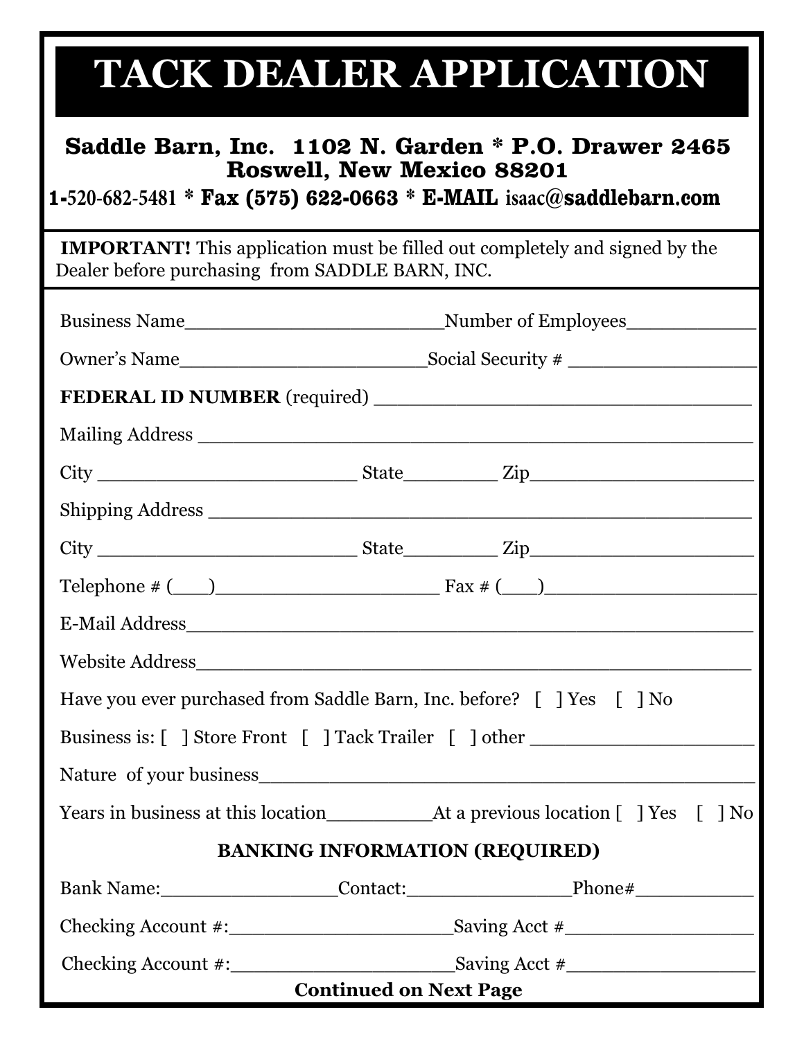# TACK DEALER APPLICATION

**Saddle Barn, Inc. 1102 N. Garden * P.O. Drawer 2465**
**Roswell, New Mexico 88201**
**1-520-682-5481 * Fax (575) 622-0663 * E-MAIL isaac@saddlebarn.com**

**IMPORTANT!** This application must be filled out completely and signed by the Dealer before purchasing from SADDLE BARN, INC.

Business Name________________________Number of Employees____________

Owner's Name_______________________Social Security # _________________

**FEDERAL ID NUMBER** (required) _________________________________

Mailing Address ________________________________________________

City ________________________ State________ Zip____________________

Shipping Address _______________________________________________

City ________________________ State________ Zip____________________

Telephone # (___)____________________ Fax # (___)___________________

E-Mail Address__________________________________________________

Website Address_________________________________________________

Have you ever purchased from Saddle Barn, Inc. before? [ ] Yes [ ] No

Business is: [ ] Store Front [ ] Tack Trailer [ ] other ____________________

Nature of your business___________________________________________

Years in business at this location_________At a previous location [ ] Yes [ ] No

**BANKING INFORMATION (REQUIRED)**

Bank Name:________________Contact:_______________Phone#___________

Checking Account #:____________________Saving Acct #_________________

Checking Account #:____________________Saving Acct #_________________

**Continued on Next Page**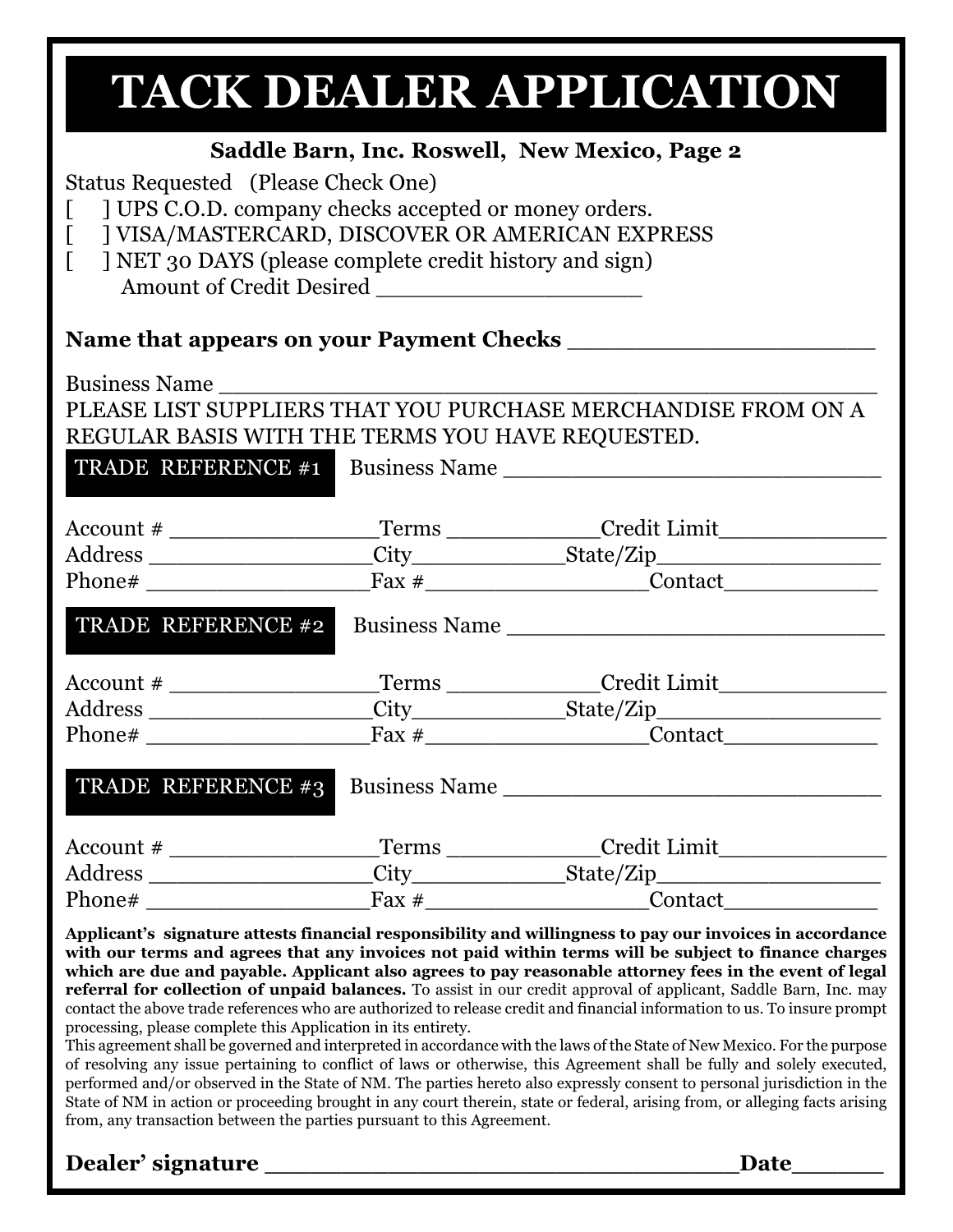# TACK DEALER APPLICATION

**Saddle Barn, Inc. Roswell, New Mexico, Page 2**

Status Requested (Please Check One)

[ ] UPS C.O.D. company checks accepted or money orders.
[ ] VISA/MASTERCARD, DISCOVER OR AMERICAN EXPRESS
[ ] NET 30 DAYS (please complete credit history and sign)
Amount of Credit Desired ___________________

**Name that appears on your Payment Checks** ______________________

Business Name ______________________________________________

PLEASE LIST SUPPLIERS THAT YOU PURCHASE MERCHANDISE FROM ON A REGULAR BASIS WITH THE TERMS YOU HAVE REQUESTED.

TRADE REFERENCE #1 Business Name ___________________________

Account # ________________Terms ___________Credit Limit_____________
Address _________________City____________State/Zip_________________
Phone# _________________Fax #________________Contact___________

TRADE REFERENCE #2 Business Name ___________________________

Account # ________________Terms ___________Credit Limit_____________
Address _________________City____________State/Zip_________________
Phone# _________________Fax #________________Contact___________

TRADE REFERENCE #3 Business Name ___________________________

Account # ________________Terms ___________Credit Limit_____________
Address _________________City____________State/Zip_________________
Phone# _________________Fax #________________Contact___________

**Applicant's signature attests financial responsibility and willingness to pay our invoices in accordance with our terms and agrees that any invoices not paid within terms will be subject to finance charges which are due and payable. Applicant also agrees to pay reasonable attorney fees in the event of legal referral for collection of unpaid balances.** To assist in our credit approval of applicant, Saddle Barn, Inc. may contact the above trade references who are authorized to release credit and financial information to us. To insure prompt processing, please complete this Application in its entirety.

This agreement shall be governed and interpreted in accordance with the laws of the State of New Mexico. For the purpose of resolving any issue pertaining to conflict of laws or otherwise, this Agreement shall be fully and solely executed, performed and/or observed in the State of NM. The parties hereto also expressly consent to personal jurisdiction in the State of NM in action or proceeding brought in any court therein, state or federal, arising from, or alleging facts arising from, any transaction between the parties pursuant to this Agreement.

**Dealer' signature** _________________________________**Date**______